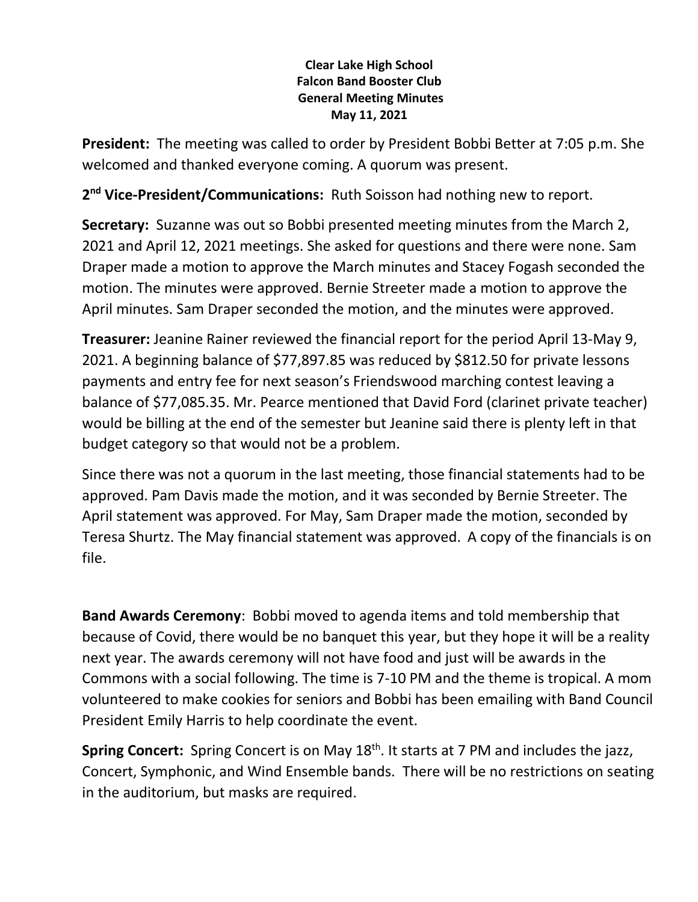**Clear Lake High School**
**Falcon Band Booster Club**
**General Meeting Minutes**
**May 11, 2021**

**President:** The meeting was called to order by President Bobbi Better at 7:05 p.m. She welcomed and thanked everyone coming. A quorum was present.

**2nd Vice-President/Communications:** Ruth Soisson had nothing new to report.

**Secretary:** Suzanne was out so Bobbi presented meeting minutes from the March 2, 2021 and April 12, 2021 meetings. She asked for questions and there were none. Sam Draper made a motion to approve the March minutes and Stacey Fogash seconded the motion. The minutes were approved. Bernie Streeter made a motion to approve the April minutes. Sam Draper seconded the motion, and the minutes were approved.

**Treasurer:** Jeanine Rainer reviewed the financial report for the period April 13-May 9, 2021. A beginning balance of $77,897.85 was reduced by $812.50 for private lessons payments and entry fee for next season's Friendswood marching contest leaving a balance of $77,085.35. Mr. Pearce mentioned that David Ford (clarinet private teacher) would be billing at the end of the semester but Jeanine said there is plenty left in that budget category so that would not be a problem.

Since there was not a quorum in the last meeting, those financial statements had to be approved. Pam Davis made the motion, and it was seconded by Bernie Streeter. The April statement was approved. For May, Sam Draper made the motion, seconded by Teresa Shurtz. The May financial statement was approved. A copy of the financials is on file.

**Band Awards Ceremony**: Bobbi moved to agenda items and told membership that because of Covid, there would be no banquet this year, but they hope it will be a reality next year. The awards ceremony will not have food and just will be awards in the Commons with a social following. The time is 7-10 PM and the theme is tropical. A mom volunteered to make cookies for seniors and Bobbi has been emailing with Band Council President Emily Harris to help coordinate the event.

**Spring Concert:** Spring Concert is on May 18th. It starts at 7 PM and includes the jazz, Concert, Symphonic, and Wind Ensemble bands. There will be no restrictions on seating in the auditorium, but masks are required.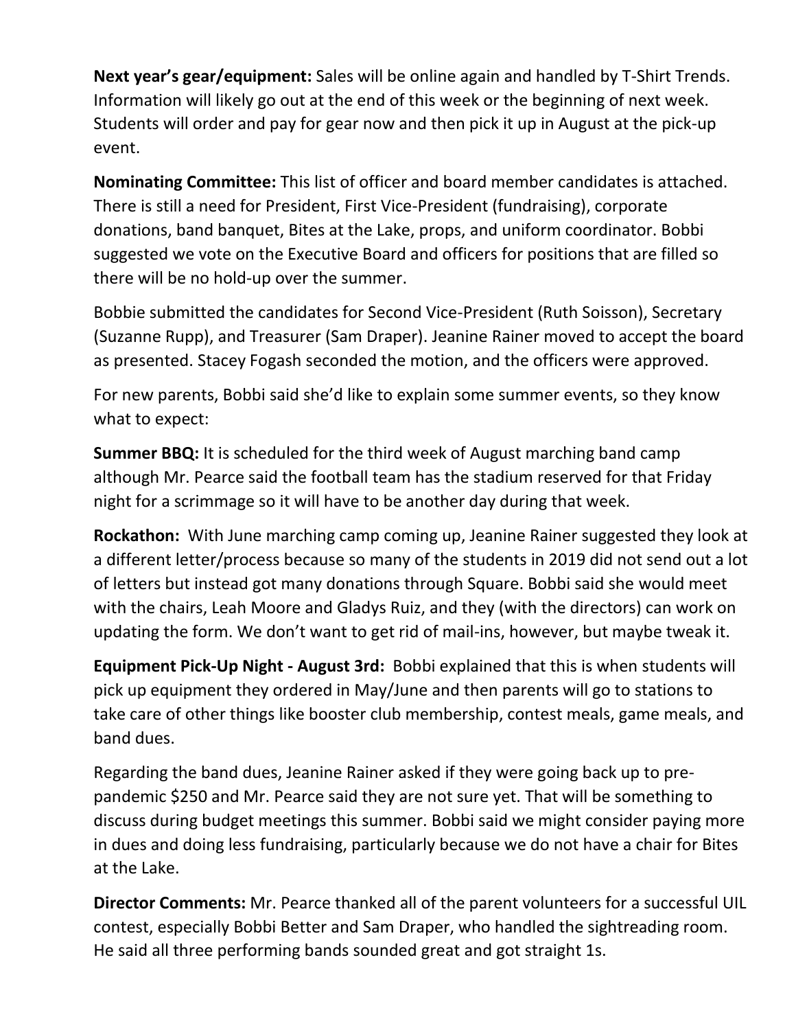**Next year's gear/equipment:** Sales will be online again and handled by T-Shirt Trends. Information will likely go out at the end of this week or the beginning of next week. Students will order and pay for gear now and then pick it up in August at the pick-up event.

**Nominating Committee:** This list of officer and board member candidates is attached. There is still a need for President, First Vice-President (fundraising), corporate donations, band banquet, Bites at the Lake, props, and uniform coordinator. Bobbi suggested we vote on the Executive Board and officers for positions that are filled so there will be no hold-up over the summer.

Bobbie submitted the candidates for Second Vice-President (Ruth Soisson), Secretary (Suzanne Rupp), and Treasurer (Sam Draper). Jeanine Rainer moved to accept the board as presented. Stacey Fogash seconded the motion, and the officers were approved.

For new parents, Bobbi said she'd like to explain some summer events, so they know what to expect:

**Summer BBQ:** It is scheduled for the third week of August marching band camp although Mr. Pearce said the football team has the stadium reserved for that Friday night for a scrimmage so it will have to be another day during that week.

**Rockathon:** With June marching camp coming up, Jeanine Rainer suggested they look at a different letter/process because so many of the students in 2019 did not send out a lot of letters but instead got many donations through Square. Bobbi said she would meet with the chairs, Leah Moore and Gladys Ruiz, and they (with the directors) can work on updating the form. We don't want to get rid of mail-ins, however, but maybe tweak it.

**Equipment Pick-Up Night - August 3rd:** Bobbi explained that this is when students will pick up equipment they ordered in May/June and then parents will go to stations to take care of other things like booster club membership, contest meals, game meals, and band dues.

Regarding the band dues, Jeanine Rainer asked if they were going back up to pre-pandemic $250 and Mr. Pearce said they are not sure yet. That will be something to discuss during budget meetings this summer. Bobbi said we might consider paying more in dues and doing less fundraising, particularly because we do not have a chair for Bites at the Lake.

**Director Comments:** Mr. Pearce thanked all of the parent volunteers for a successful UIL contest, especially Bobbi Better and Sam Draper, who handled the sightreading room. He said all three performing bands sounded great and got straight 1s.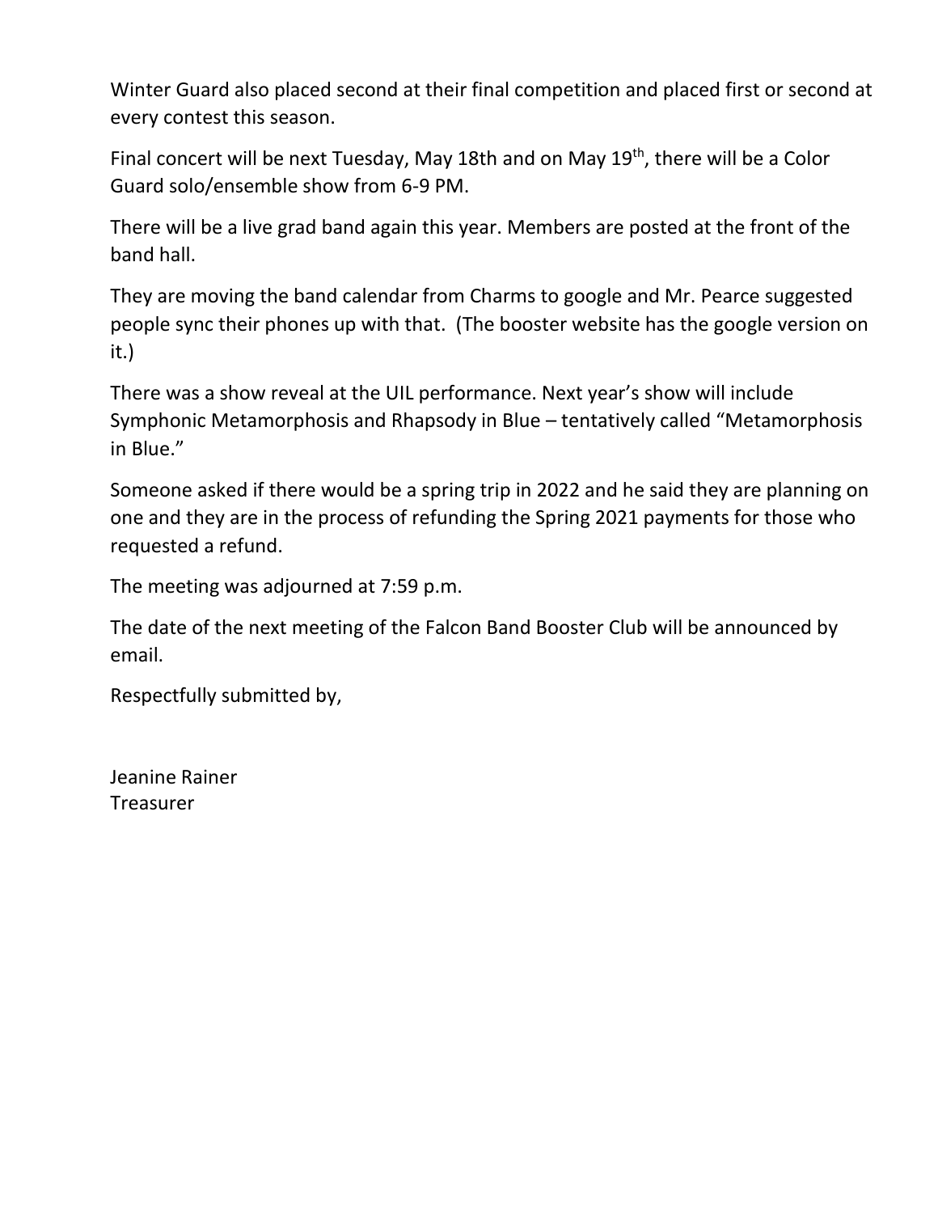Winter Guard also placed second at their final competition and placed first or second at every contest this season.

Final concert will be next Tuesday, May 18th and on May 19th, there will be a Color Guard solo/ensemble show from 6-9 PM.

There will be a live grad band again this year. Members are posted at the front of the band hall.

They are moving the band calendar from Charms to google and Mr. Pearce suggested people sync their phones up with that. (The booster website has the google version on it.)

There was a show reveal at the UIL performance. Next year's show will include Symphonic Metamorphosis and Rhapsody in Blue – tentatively called "Metamorphosis in Blue."

Someone asked if there would be a spring trip in 2022 and he said they are planning on one and they are in the process of refunding the Spring 2021 payments for those who requested a refund.

The meeting was adjourned at 7:59 p.m.

The date of the next meeting of the Falcon Band Booster Club will be announced by email.

Respectfully submitted by,

Jeanine Rainer
Treasurer